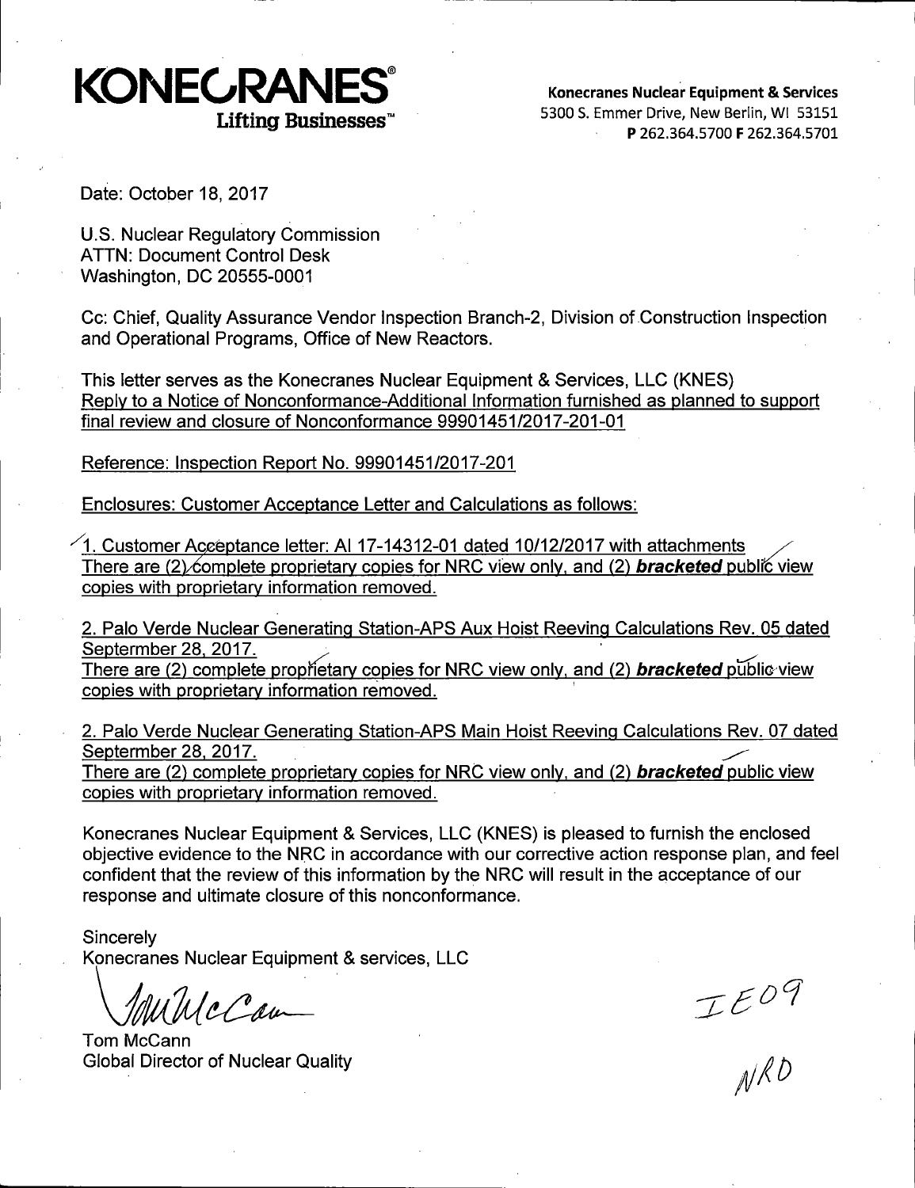**KONECRANES®**
**Lifting Businesses™**

**Konecranes Nuclear Equipment & Services**
5300 S. Emmer Drive, New Berlin, WI 53151
**P** 262.364.5700 **F** 262.364.5701

Date: October 18, 2017

U.S. Nuclear Regulatory Commission
ATTN: Document Control Desk
Washington, DC 20555-0001

Cc: Chief, Quality Assurance Vendor Inspection Branch-2, Division of Construction Inspection and Operational Programs, Office of New Reactors.

This letter serves as the Konecranes Nuclear Equipment & Services, LLC (KNES) Reply to a Notice of Nonconformance-Additional Information furnished as planned to support final review and closure of Nonconformance 99901451/2017-201-01

Reference: Inspection Report No. 99901451/2017-201

Enclosures: Customer Acceptance Letter and Calculations as follows:

1. Customer Acceptance letter: AI 17-14312-01 dated 10/12/2017 with attachments
There are (2) complete proprietary copies for NRC view only, and (2) ***bracketed*** public view copies with proprietary information removed.

2. Palo Verde Nuclear Generating Station-APS Aux Hoist Reeving Calculations Rev. 05 dated Septermber 28, 2017.
There are (2) complete proprietary copies for NRC view only, and (2) ***bracketed*** public view copies with proprietary information removed.

2. Palo Verde Nuclear Generating Station-APS Main Hoist Reeving Calculations Rev. 07 dated Septermber 28, 2017.
There are (2) complete proprietary copies for NRC view only, and (2) ***bracketed*** public view copies with proprietary information removed.

Konecranes Nuclear Equipment & Services, LLC (KNES) is pleased to furnish the enclosed objective evidence to the NRC in accordance with our corrective action response plan, and feel confident that the review of this information by the NRC will result in the acceptance of our response and ultimate closure of this nonconformance.

Sincerely
Konecranes Nuclear Equipment & services, LLC

Tom McCann
Global Director of Nuclear Quality

IE09
NRD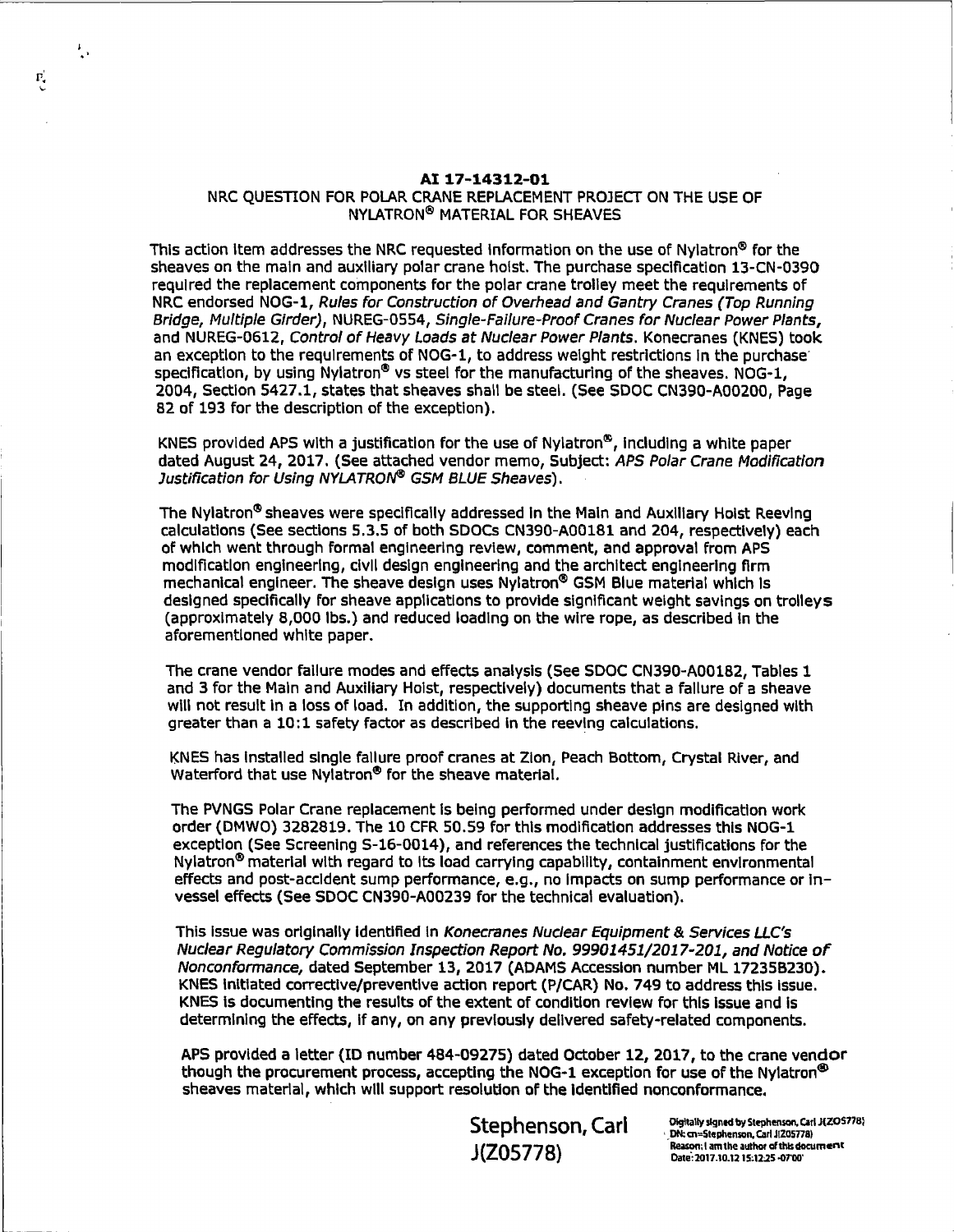**AI 17-14312-01**

NRC QUESTION FOR POLAR CRANE REPLACEMENT PROJECT ON THE USE OF NYLATRON® MATERIAL FOR SHEAVES

This action item addresses the NRC requested information on the use of Nylatron® for the sheaves on the main and auxiliary polar crane hoist. The purchase specification 13-CN-0390 required the replacement components for the polar crane trolley meet the requirements of NRC endorsed NOG-1, *Rules for Construction of Overhead and Gantry Cranes (Top Running Bridge, Multiple Girder)*, NUREG-0554, *Single-Failure-Proof Cranes for Nuclear Power Plants*, and NUREG-0612, *Control of Heavy Loads at Nuclear Power Plants*. Konecranes (KNES) took an exception to the requirements of NOG-1, to address weight restrictions in the purchase specification, by using Nylatron® vs steel for the manufacturing of the sheaves. NOG-1, 2004, Section 5427.1, states that sheaves shall be steel. (See SDOC CN390-A00200, Page 82 of 193 for the description of the exception).

KNES provided APS with a justification for the use of Nylatron®, including a white paper dated August 24, 2017. (See attached vendor memo, Subject: *APS Polar Crane Modification Justification for Using NYLATRON® GSM BLUE Sheaves*).

The Nylatron® sheaves were specifically addressed in the Main and Auxiliary Hoist Reeving calculations (See sections 5.3.5 of both SDOCs CN390-A00181 and 204, respectively) each of which went through formal engineering review, comment, and approval from APS modification engineering, civil design engineering and the architect engineering firm mechanical engineer. The sheave design uses Nylatron® GSM Blue material which is designed specifically for sheave applications to provide significant weight savings on trolleys (approximately 8,000 lbs.) and reduced loading on the wire rope, as described in the aforementioned white paper.

The crane vendor failure modes and effects analysis (See SDOC CN390-A00182, Tables 1 and 3 for the Main and Auxiliary Hoist, respectively) documents that a failure of a sheave will not result in a loss of load. In addition, the supporting sheave pins are designed with greater than a 10:1 safety factor as described in the reeving calculations.

KNES has installed single failure proof cranes at Zion, Peach Bottom, Crystal River, and Waterford that use Nylatron® for the sheave material.

The PVNGS Polar Crane replacement is being performed under design modification work order (DMWO) 3282819. The 10 CFR 50.59 for this modification addresses this NOG-1 exception (See Screening S-16-0014), and references the technical justifications for the Nylatron® material with regard to its load carrying capability, containment environmental effects and post-accident sump performance, e.g., no impacts on sump performance or in-vessel effects (See SDOC CN390-A00239 for the technical evaluation).

This issue was originally identified in *Konecranes Nuclear Equipment & Services LLC's Nuclear Regulatory Commission Inspection Report No. 99901451/2017-201, and Notice of Nonconformance*, dated September 13, 2017 (ADAMS Accession number ML 17235B230). KNES initiated corrective/preventive action report (P/CAR) No. 749 to address this issue. KNES is documenting the results of the extent of condition review for this issue and is determining the effects, if any, on any previously delivered safety-related components.

APS provided a letter (ID number 484-09275) dated October 12, 2017, to the crane vendor though the procurement process, accepting the NOG-1 exception for use of the Nylatron® sheaves material, which will support resolution of the identified nonconformance.

Stephenson, Carl J(Z05778)

Digitally signed by Stephenson, Carl J(Z05778)
DN: cn=Stephenson, Carl J(Z05778)
Reason: I am the author of this document
Date: 2017.10.12 15:12:25 -07'00'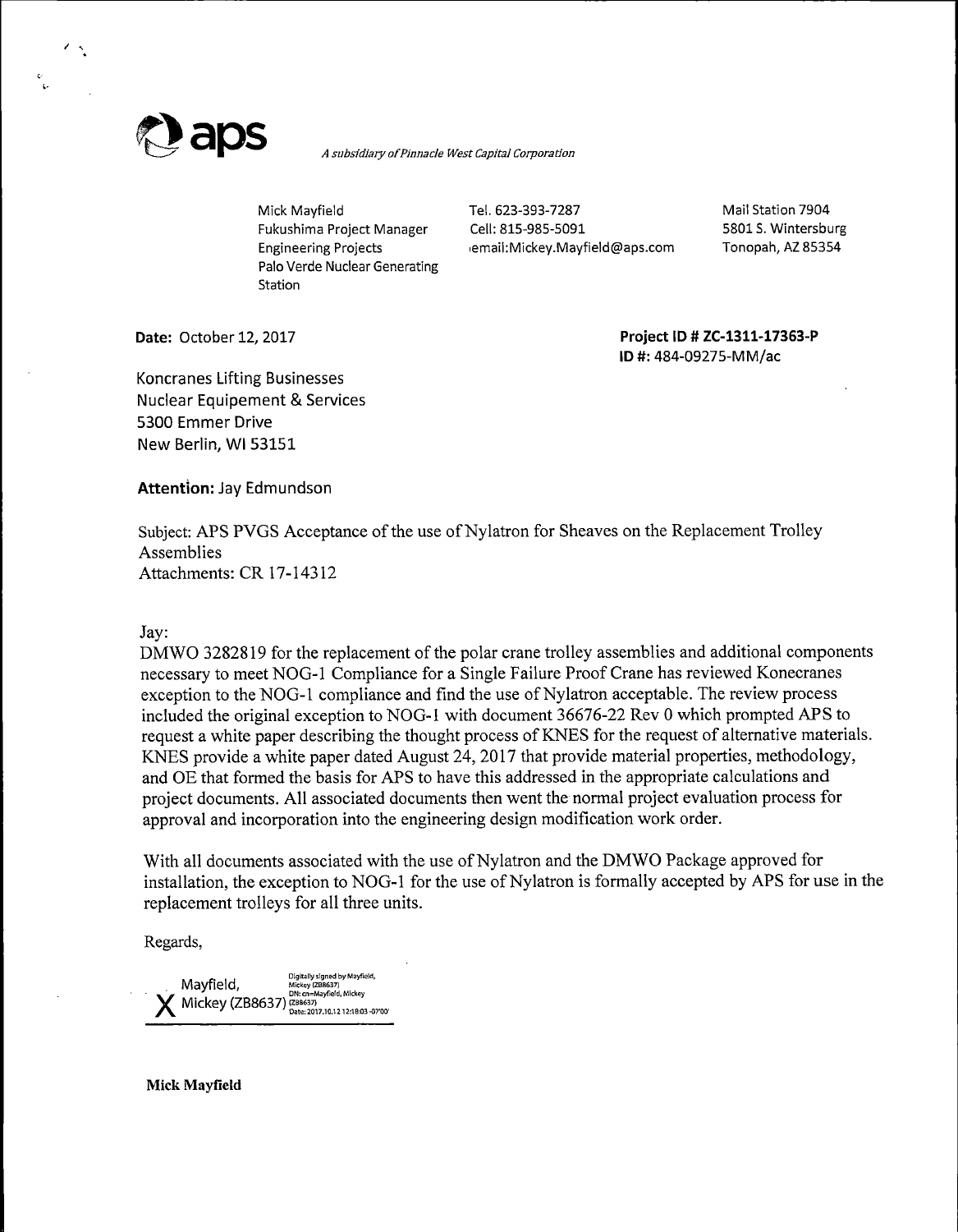**aps** *A subsidiary of Pinnacle West Capital Corporation*

Mick Mayfield
Fukushima Project Manager
Engineering Projects
Palo Verde Nuclear Generating Station

Tel. 623-393-7287
Cell: 815-985-5091
email:Mickey.Mayfield@aps.com

Mail Station 7904
5801 S. Wintersburg
Tonopah, AZ 85354

**Date:** October 12, 2017

**Project ID # ZC-1311-17363-P**
**ID #:** 484-09275-MM/ac

Koncranes Lifting Businesses
Nuclear Equipement & Services
5300 Emmer Drive
New Berlin, WI 53151

**Attention:** Jay Edmundson

Subject: APS PVGS Acceptance of the use of Nylatron for Sheaves on the Replacement Trolley Assemblies
Attachments: CR 17-14312

Jay:
DMWO 3282819 for the replacement of the polar crane trolley assemblies and additional components necessary to meet NOG-1 Compliance for a Single Failure Proof Crane has reviewed Konecranes exception to the NOG-1 compliance and find the use of Nylatron acceptable. The review process included the original exception to NOG-1 with document 36676-22 Rev 0 which prompted APS to request a white paper describing the thought process of KNES for the request of alternative materials. KNES provide a white paper dated August 24, 2017 that provide material properties, methodology, and OE that formed the basis for APS to have this addressed in the appropriate calculations and project documents. All associated documents then went the normal project evaluation process for approval and incorporation into the engineering design modification work order.

With all documents associated with the use of Nylatron and the DMWO Package approved for installation, the exception to NOG-1 for the use of Nylatron is formally accepted by APS for use in the replacement trolleys for all three units.

Regards,

X Mayfield, Mickey (ZB8637)
Digitally signed by Mayfield, Mickey (ZB8637)
DN: cn=Mayfield, Mickey (ZB8637)
Date: 2017.10.12 12:18:03 -07'00'

**Mick Mayfield**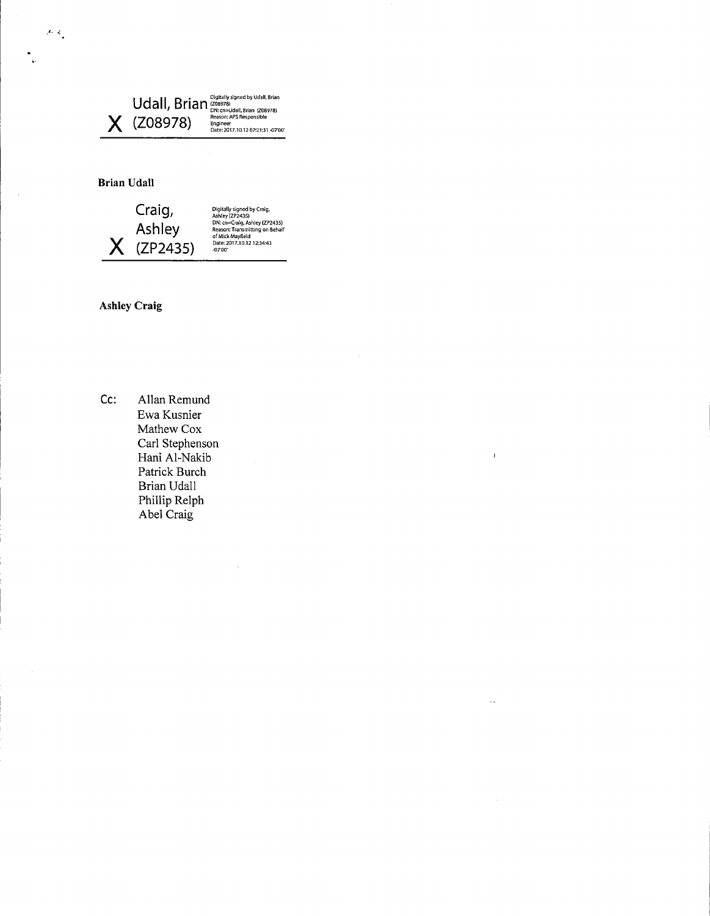X Udall, Brian (Z08978)

Digitally signed by Udall, Brian (Z08978)
DN: cn=Udall, Brian (Z08978)
Reason: APS Responsible Engineer
Date: 2017.10.12 07:23:31 -07'00'

**Brian Udall**

X Craig, Ashley (ZP2435)

Digitally signed by Craig, Ashley (ZP2435)
DN: cn=Craig, Ashley (ZP2435)
Reason: Transmitting on Behalf of Mick Mayfield
Date: 2017.10.12 12:34:43 -07'00'

**Ashley Craig**

Cc: Allan Remund
Ewa Kusnier
Mathew Cox
Carl Stephenson
Hani Al-Nakib
Patrick Burch
Brian Udall
Phillip Relph
Abel Craig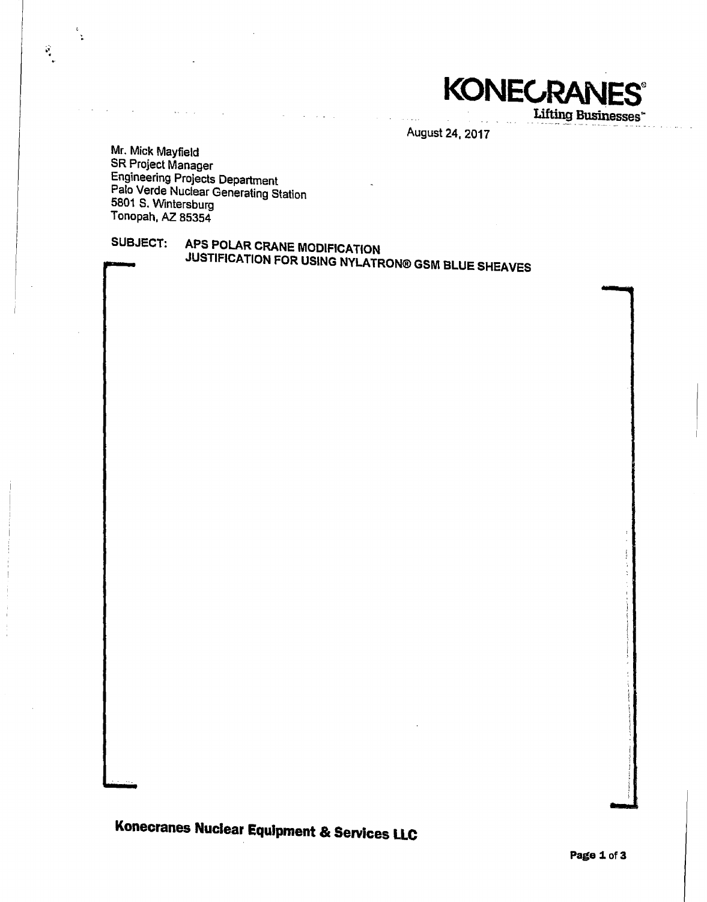**KONECRANES®**
Lifting Businesses™

August 24, 2017

Mr. Mick Mayfield
SR Project Manager
Engineering Projects Department
Palo Verde Nuclear Generating Station
5801 S. Wintersburg
Tonopah, AZ 85354

**SUBJECT: APS POLAR CRANE MODIFICATION**
**JUSTIFICATION FOR USING NYLATRON® GSM BLUE SHEAVES**

**Konecranes Nuclear Equipment & Services LLC**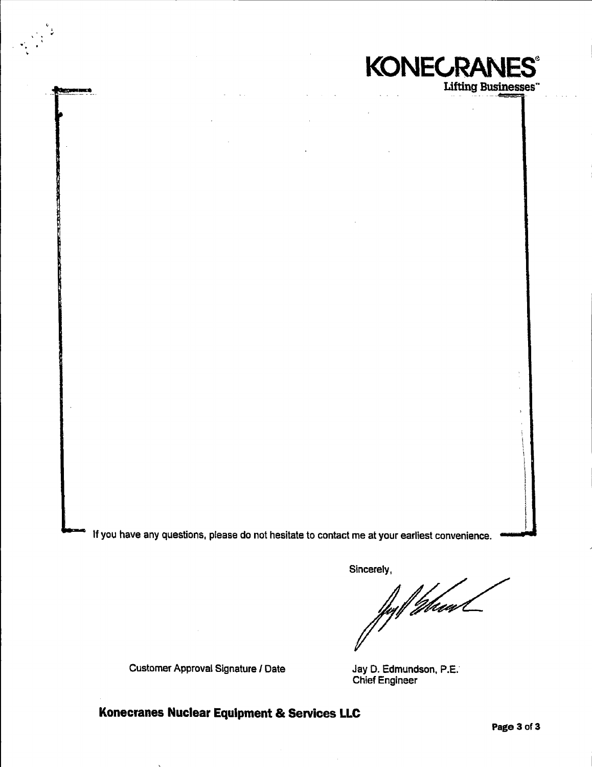If you have any questions, please do not hesitate to contact me at your earliest convenience.

Sincerely,

Customer Approval Signature / Date

Jay D. Edmundson, P.E.
Chief Engineer

**Konecranes Nuclear Equipment & Services LLC**